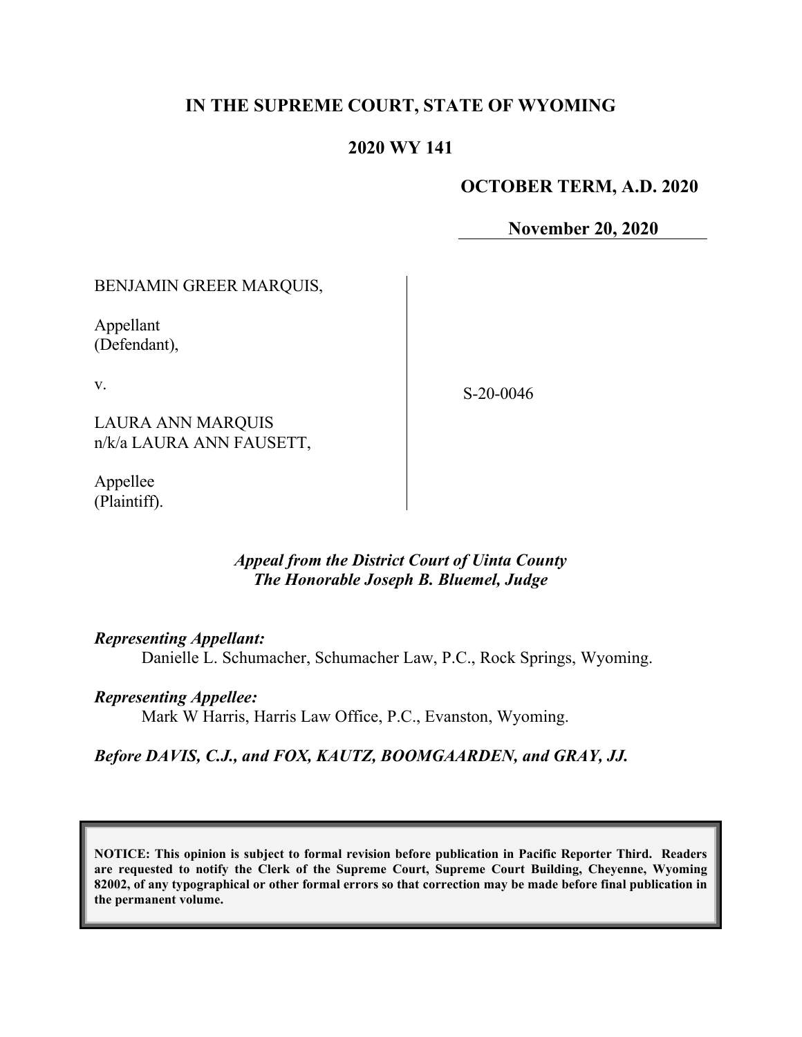# IN THE SUPREME COURT, STATE OF WYOMING

## 2020 WY 141

**OCTOBER TERM, A.D. 2020**

**November 20, 2020**

| | |
|---|---|
| BENJAMIN GREER MARQUIS,<br><br>Appellant<br>(Defendant),<br><br>v.<br><br>LAURA ANN MARQUIS<br>n/k/a LAURA ANN FAUSETT,<br><br>Appellee<br>(Plaintiff). | S-20-0046 |

***Appeal from the District Court of Uinta County***
***The Honorable Joseph B. Bluemel, Judge***

***Representing Appellant:***
Danielle L. Schumacher, Schumacher Law, P.C., Rock Springs, Wyoming.

***Representing Appellee:***
Mark W Harris, Harris Law Office, P.C., Evanston, Wyoming.

***Before DAVIS, C.J., and FOX, KAUTZ, BOOMGAARDEN, and GRAY, JJ.***

**NOTICE: This opinion is subject to formal revision before publication in Pacific Reporter Third. Readers are requested to notify the Clerk of the Supreme Court, Supreme Court Building, Cheyenne, Wyoming 82002, of any typographical or other formal errors so that correction may be made before final publication in the permanent volume.**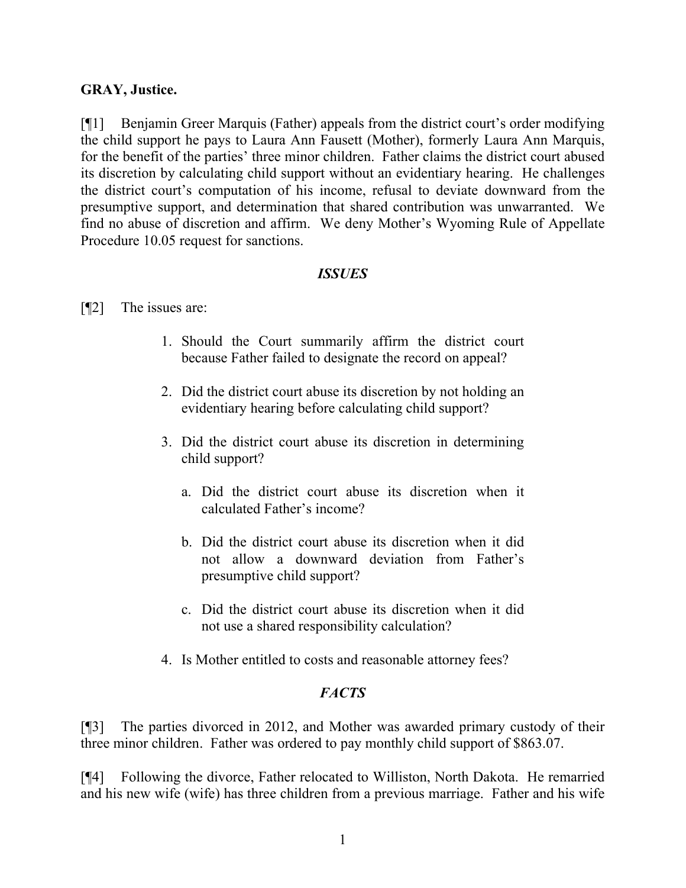**GRAY, Justice.**

[¶1] Benjamin Greer Marquis (Father) appeals from the district court's order modifying the child support he pays to Laura Ann Fausett (Mother), formerly Laura Ann Marquis, for the benefit of the parties' three minor children. Father claims the district court abused its discretion by calculating child support without an evidentiary hearing. He challenges the district court's computation of his income, refusal to deviate downward from the presumptive support, and determination that shared contribution was unwarranted. We find no abuse of discretion and affirm. We deny Mother's Wyoming Rule of Appellate Procedure 10.05 request for sanctions.

## *ISSUES*

[¶2] The issues are:

1. Should the Court summarily affirm the district court because Father failed to designate the record on appeal?
2. Did the district court abuse its discretion by not holding an evidentiary hearing before calculating child support?
3. Did the district court abuse its discretion in determining child support?
    a. Did the district court abuse its discretion when it calculated Father's income?
    b. Did the district court abuse its discretion when it did not allow a downward deviation from Father's presumptive child support?
    c. Did the district court abuse its discretion when it did not use a shared responsibility calculation?
4. Is Mother entitled to costs and reasonable attorney fees?

## *FACTS*

[¶3] The parties divorced in 2012, and Mother was awarded primary custody of their three minor children. Father was ordered to pay monthly child support of $863.07.

[¶4] Following the divorce, Father relocated to Williston, North Dakota. He remarried and his new wife (wife) has three children from a previous marriage. Father and his wife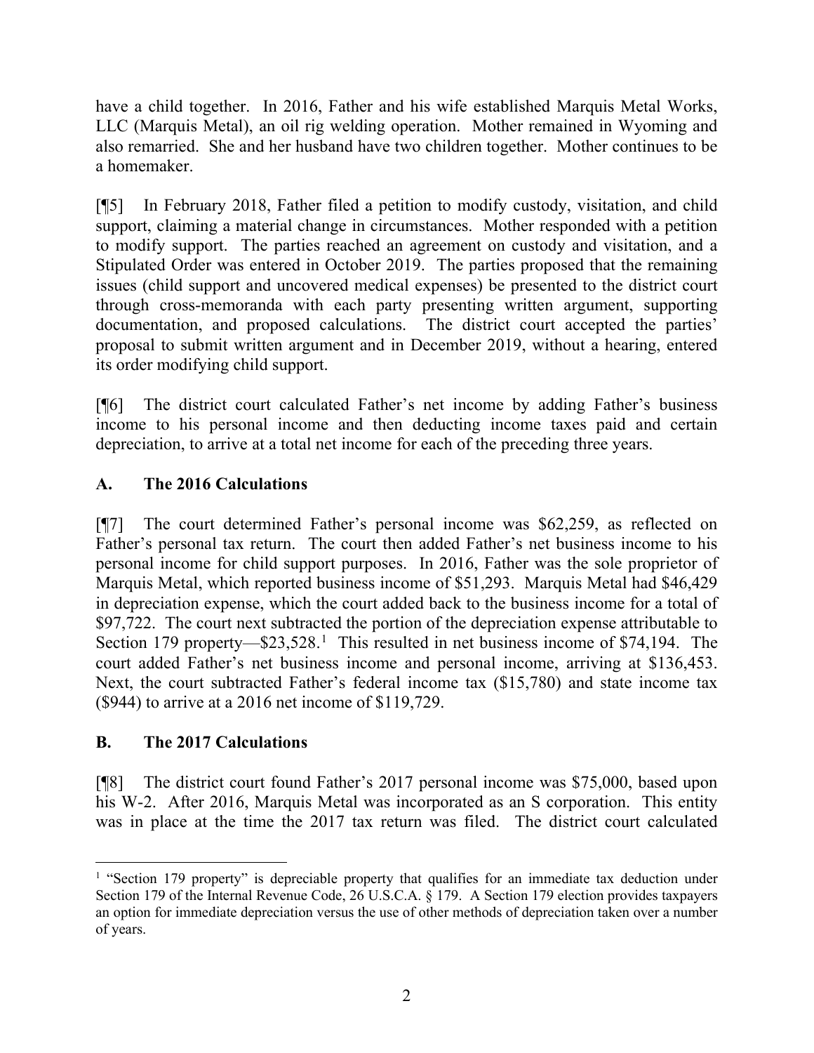have a child together. In 2016, Father and his wife established Marquis Metal Works, LLC (Marquis Metal), an oil rig welding operation. Mother remained in Wyoming and also remarried. She and her husband have two children together. Mother continues to be a homemaker.

[¶5] In February 2018, Father filed a petition to modify custody, visitation, and child support, claiming a material change in circumstances. Mother responded with a petition to modify support. The parties reached an agreement on custody and visitation, and a Stipulated Order was entered in October 2019. The parties proposed that the remaining issues (child support and uncovered medical expenses) be presented to the district court through cross-memoranda with each party presenting written argument, supporting documentation, and proposed calculations. The district court accepted the parties' proposal to submit written argument and in December 2019, without a hearing, entered its order modifying child support.

[¶6] The district court calculated Father's net income by adding Father's business income to his personal income and then deducting income taxes paid and certain depreciation, to arrive at a total net income for each of the preceding three years.

### A. The 2016 Calculations

[¶7] The court determined Father's personal income was $62,259, as reflected on Father's personal tax return. The court then added Father's net business income to his personal income for child support purposes. In 2016, Father was the sole proprietor of Marquis Metal, which reported business income of $51,293. Marquis Metal had $46,429 in depreciation expense, which the court added back to the business income for a total of $97,722. The court next subtracted the portion of the depreciation expense attributable to Section 179 property—$23,528.[1] This resulted in net business income of $74,194. The court added Father's net business income and personal income, arriving at $136,453. Next, the court subtracted Father's federal income tax ($15,780) and state income tax ($944) to arrive at a 2016 net income of $119,729.

### B. The 2017 Calculations

[¶8] The district court found Father's 2017 personal income was $75,000, based upon his W-2. After 2016, Marquis Metal was incorporated as an S corporation. This entity was in place at the time the 2017 tax return was filed. The district court calculated

---

[1] "Section 179 property" is depreciable property that qualifies for an immediate tax deduction under Section 179 of the Internal Revenue Code, 26 U.S.C.A. § 179. A Section 179 election provides taxpayers an option for immediate depreciation versus the use of other methods of depreciation taken over a number of years.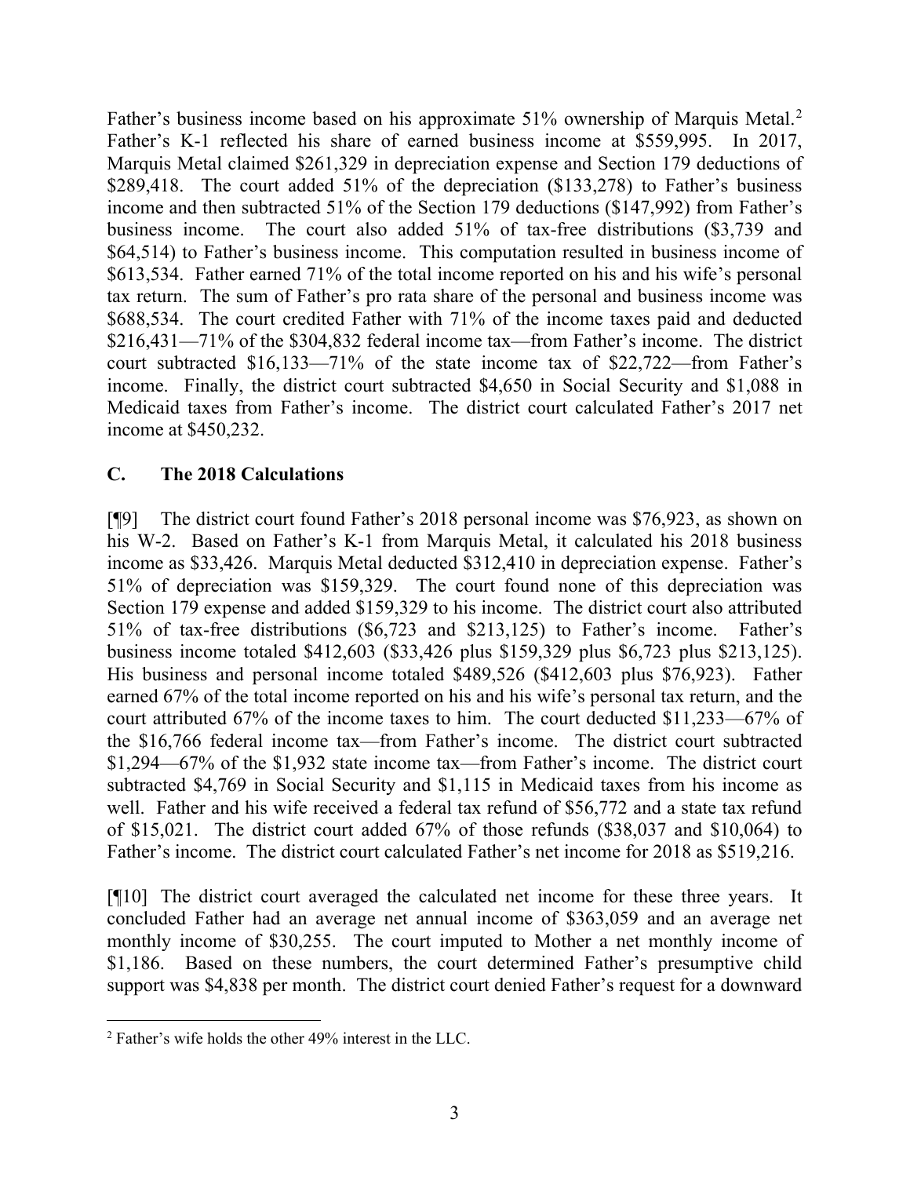Father's business income based on his approximate 51% ownership of Marquis Metal.[2] Father's K-1 reflected his share of earned business income at $559,995. In 2017, Marquis Metal claimed $261,329 in depreciation expense and Section 179 deductions of $289,418. The court added 51% of the depreciation ($133,278) to Father's business income and then subtracted 51% of the Section 179 deductions ($147,992) from Father's business income. The court also added 51% of tax-free distributions ($3,739 and $64,514) to Father's business income. This computation resulted in business income of $613,534. Father earned 71% of the total income reported on his and his wife's personal tax return. The sum of Father's pro rata share of the personal and business income was $688,534. The court credited Father with 71% of the income taxes paid and deducted $216,431—71% of the $304,832 federal income tax—from Father's income. The district court subtracted $16,133—71% of the state income tax of $22,722—from Father's income. Finally, the district court subtracted $4,650 in Social Security and $1,088 in Medicaid taxes from Father's income. The district court calculated Father's 2017 net income at $450,232.

### C. The 2018 Calculations

[¶9] The district court found Father's 2018 personal income was $76,923, as shown on his W-2. Based on Father's K-1 from Marquis Metal, it calculated his 2018 business income as $33,426. Marquis Metal deducted $312,410 in depreciation expense. Father's 51% of depreciation was $159,329. The court found none of this depreciation was Section 179 expense and added $159,329 to his income. The district court also attributed 51% of tax-free distributions ($6,723 and $213,125) to Father's income. Father's business income totaled $412,603 ($33,426 plus $159,329 plus $6,723 plus $213,125). His business and personal income totaled $489,526 ($412,603 plus $76,923). Father earned 67% of the total income reported on his and his wife's personal tax return, and the court attributed 67% of the income taxes to him. The court deducted $11,233—67% of the $16,766 federal income tax—from Father's income. The district court subtracted $1,294—67% of the $1,932 state income tax—from Father's income. The district court subtracted $4,769 in Social Security and $1,115 in Medicaid taxes from his income as well. Father and his wife received a federal tax refund of $56,772 and a state tax refund of $15,021. The district court added 67% of those refunds ($38,037 and $10,064) to Father's income. The district court calculated Father's net income for 2018 as $519,216.

[¶10] The district court averaged the calculated net income for these three years. It concluded Father had an average net annual income of $363,059 and an average net monthly income of $30,255. The court imputed to Mother a net monthly income of $1,186. Based on these numbers, the court determined Father's presumptive child support was $4,838 per month. The district court denied Father's request for a downward

---

[2] Father's wife holds the other 49% interest in the LLC.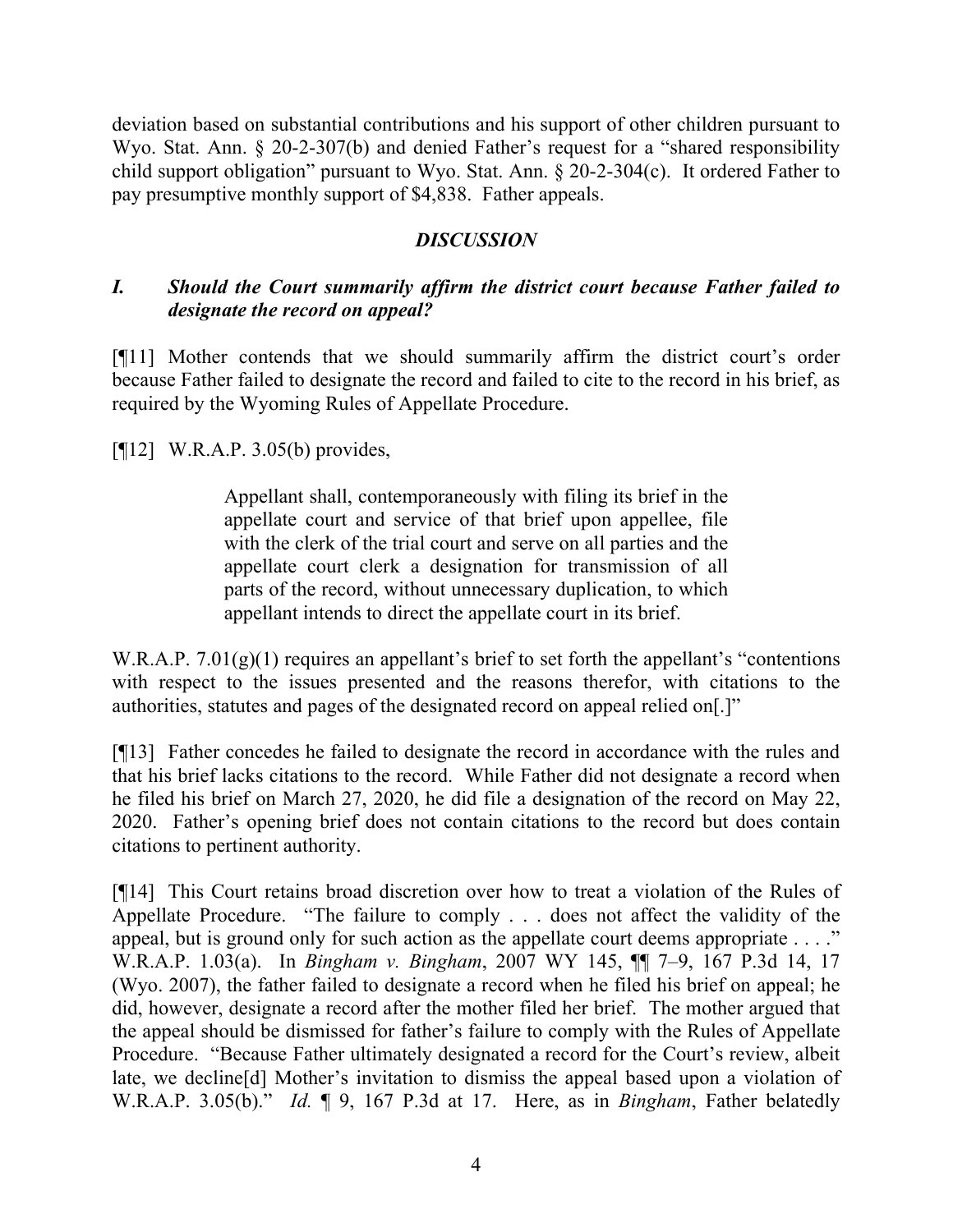deviation based on substantial contributions and his support of other children pursuant to Wyo. Stat. Ann. § 20-2-307(b) and denied Father's request for a "shared responsibility child support obligation" pursuant to Wyo. Stat. Ann. § 20-2-304(c). It ordered Father to pay presumptive monthly support of $4,838. Father appeals.

## *DISCUSSION*

### *I. Should the Court summarily affirm the district court because Father failed to designate the record on appeal?*

[¶11] Mother contends that we should summarily affirm the district court's order because Father failed to designate the record and failed to cite to the record in his brief, as required by the Wyoming Rules of Appellate Procedure.

[¶12] W.R.A.P. 3.05(b) provides,

> Appellant shall, contemporaneously with filing its brief in the appellate court and service of that brief upon appellee, file with the clerk of the trial court and serve on all parties and the appellate court clerk a designation for transmission of all parts of the record, without unnecessary duplication, to which appellant intends to direct the appellate court in its brief.

W.R.A.P. 7.01(g)(1) requires an appellant's brief to set forth the appellant's "contentions with respect to the issues presented and the reasons therefor, with citations to the authorities, statutes and pages of the designated record on appeal relied on[.]"

[¶13] Father concedes he failed to designate the record in accordance with the rules and that his brief lacks citations to the record. While Father did not designate a record when he filed his brief on March 27, 2020, he did file a designation of the record on May 22, 2020. Father's opening brief does not contain citations to the record but does contain citations to pertinent authority.

[¶14] This Court retains broad discretion over how to treat a violation of the Rules of Appellate Procedure. "The failure to comply . . . does not affect the validity of the appeal, but is ground only for such action as the appellate court deems appropriate . . . ." W.R.A.P. 1.03(a). In *Bingham v. Bingham*, 2007 WY 145, ¶¶ 7–9, 167 P.3d 14, 17 (Wyo. 2007), the father failed to designate a record when he filed his brief on appeal; he did, however, designate a record after the mother filed her brief. The mother argued that the appeal should be dismissed for father's failure to comply with the Rules of Appellate Procedure. "Because Father ultimately designated a record for the Court's review, albeit late, we decline[d] Mother's invitation to dismiss the appeal based upon a violation of W.R.A.P. 3.05(b)." *Id.* ¶ 9, 167 P.3d at 17. Here, as in *Bingham*, Father belatedly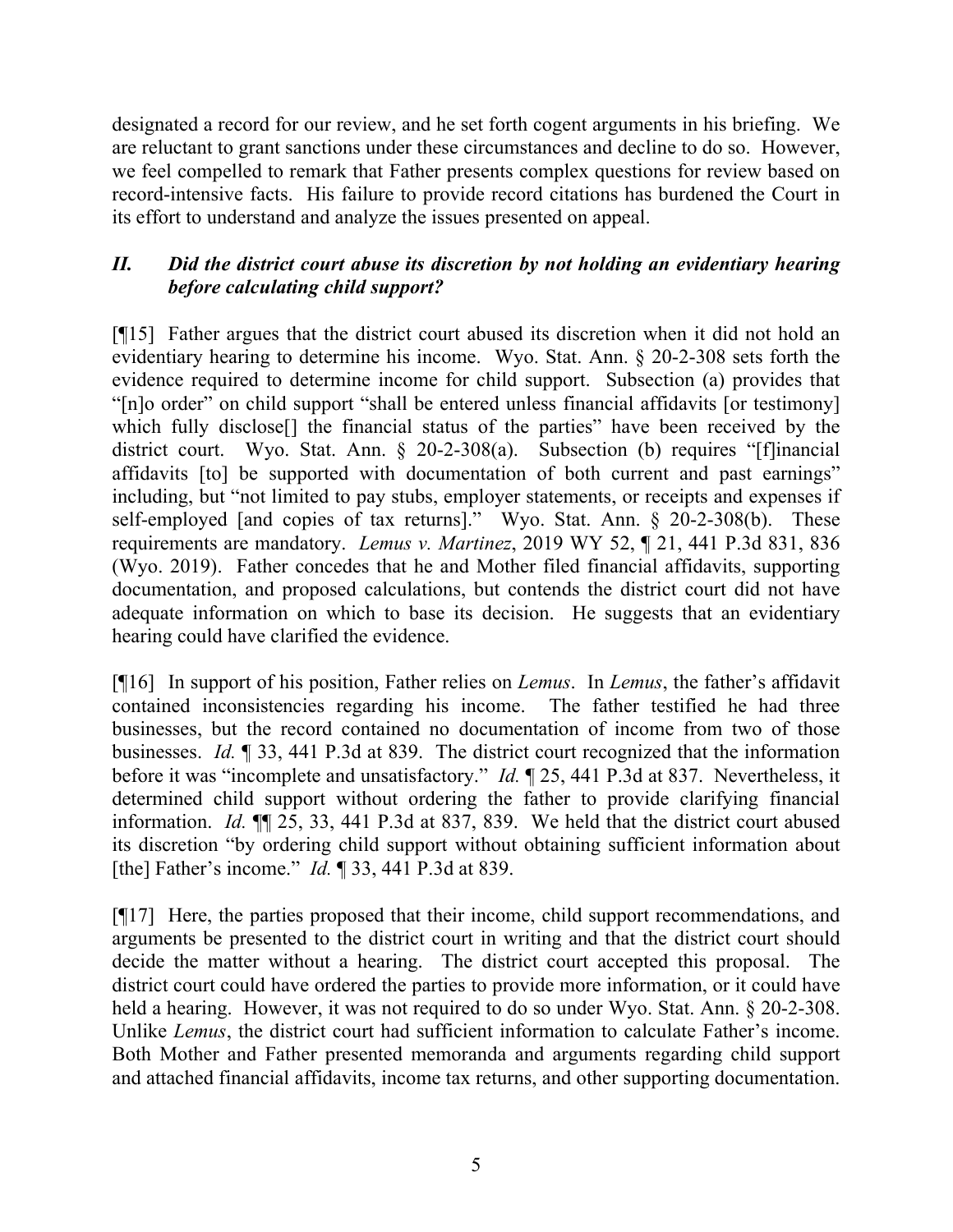designated a record for our review, and he set forth cogent arguments in his briefing. We are reluctant to grant sanctions under these circumstances and decline to do so. However, we feel compelled to remark that Father presents complex questions for review based on record-intensive facts. His failure to provide record citations has burdened the Court in its effort to understand and analyze the issues presented on appeal.

## *II. Did the district court abuse its discretion by not holding an evidentiary hearing before calculating child support?*

[¶15] Father argues that the district court abused its discretion when it did not hold an evidentiary hearing to determine his income. Wyo. Stat. Ann. § 20-2-308 sets forth the evidence required to determine income for child support. Subsection (a) provides that "[n]o order" on child support "shall be entered unless financial affidavits [or testimony] which fully disclose[] the financial status of the parties" have been received by the district court. Wyo. Stat. Ann. § 20-2-308(a). Subsection (b) requires "[f]inancial affidavits [to] be supported with documentation of both current and past earnings" including, but "not limited to pay stubs, employer statements, or receipts and expenses if self-employed [and copies of tax returns]." Wyo. Stat. Ann. § 20-2-308(b). These requirements are mandatory. *Lemus v. Martinez*, 2019 WY 52, ¶ 21, 441 P.3d 831, 836 (Wyo. 2019). Father concedes that he and Mother filed financial affidavits, supporting documentation, and proposed calculations, but contends the district court did not have adequate information on which to base its decision. He suggests that an evidentiary hearing could have clarified the evidence.

[¶16] In support of his position, Father relies on *Lemus*. In *Lemus*, the father's affidavit contained inconsistencies regarding his income. The father testified he had three businesses, but the record contained no documentation of income from two of those businesses. *Id.* ¶ 33, 441 P.3d at 839. The district court recognized that the information before it was "incomplete and unsatisfactory." *Id.* ¶ 25, 441 P.3d at 837. Nevertheless, it determined child support without ordering the father to provide clarifying financial information. *Id.* ¶¶ 25, 33, 441 P.3d at 837, 839. We held that the district court abused its discretion "by ordering child support without obtaining sufficient information about [the] Father's income." *Id.* ¶ 33, 441 P.3d at 839.

[¶17] Here, the parties proposed that their income, child support recommendations, and arguments be presented to the district court in writing and that the district court should decide the matter without a hearing. The district court accepted this proposal. The district court could have ordered the parties to provide more information, or it could have held a hearing. However, it was not required to do so under Wyo. Stat. Ann. § 20-2-308. Unlike *Lemus*, the district court had sufficient information to calculate Father's income. Both Mother and Father presented memoranda and arguments regarding child support and attached financial affidavits, income tax returns, and other supporting documentation.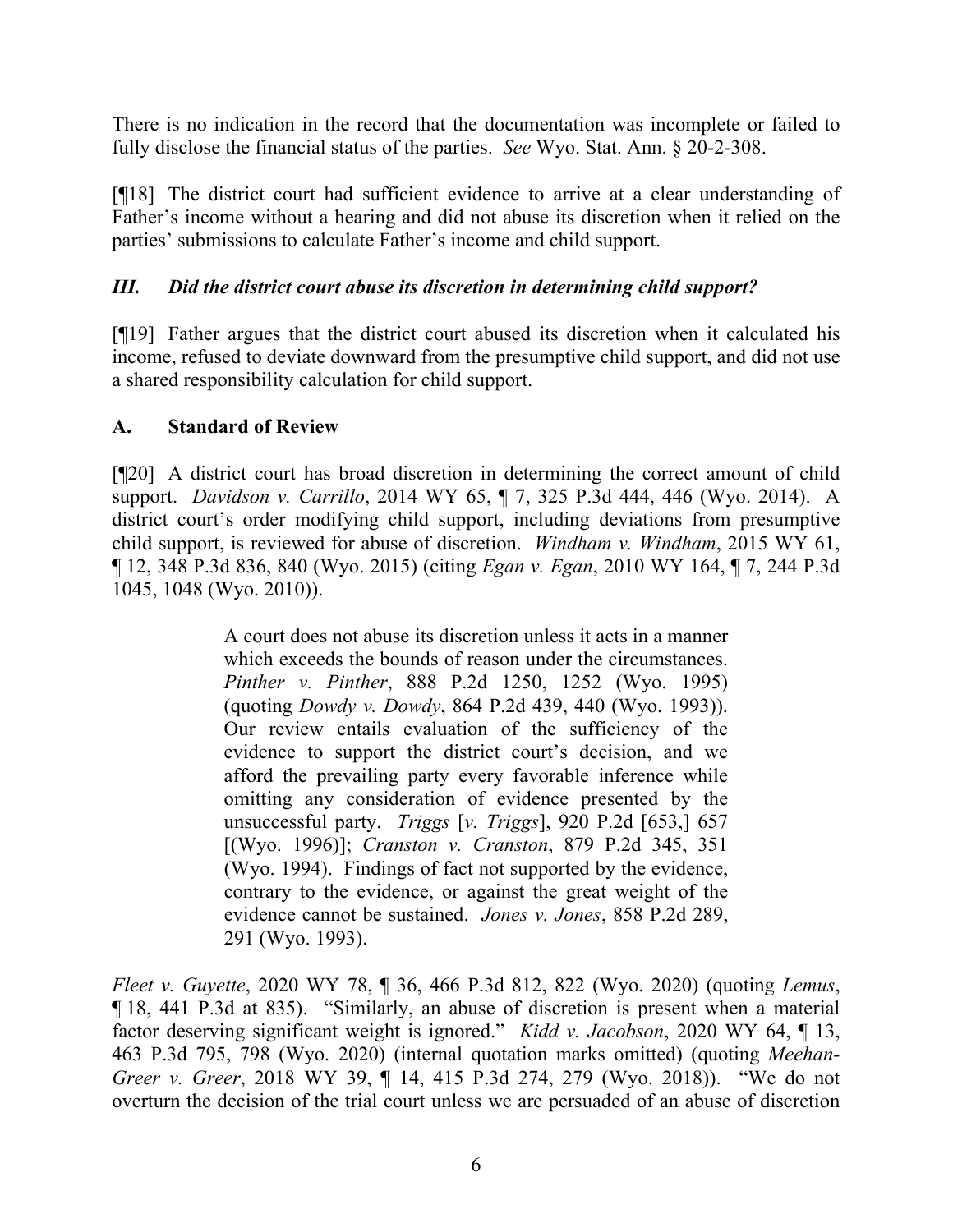There is no indication in the record that the documentation was incomplete or failed to fully disclose the financial status of the parties. *See* Wyo. Stat. Ann. § 20-2-308.

[¶18] The district court had sufficient evidence to arrive at a clear understanding of Father's income without a hearing and did not abuse its discretion when it relied on the parties' submissions to calculate Father's income and child support.

### *III. Did the district court abuse its discretion in determining child support?*

[¶19] Father argues that the district court abused its discretion when it calculated his income, refused to deviate downward from the presumptive child support, and did not use a shared responsibility calculation for child support.

### A. Standard of Review

[¶20] A district court has broad discretion in determining the correct amount of child support. *Davidson v. Carrillo*, 2014 WY 65, ¶ 7, 325 P.3d 444, 446 (Wyo. 2014). A district court's order modifying child support, including deviations from presumptive child support, is reviewed for abuse of discretion. *Windham v. Windham*, 2015 WY 61, ¶ 12, 348 P.3d 836, 840 (Wyo. 2015) (citing *Egan v. Egan*, 2010 WY 164, ¶ 7, 244 P.3d 1045, 1048 (Wyo. 2010)).

> A court does not abuse its discretion unless it acts in a manner which exceeds the bounds of reason under the circumstances. *Pinther v. Pinther*, 888 P.2d 1250, 1252 (Wyo. 1995) (quoting *Dowdy v. Dowdy*, 864 P.2d 439, 440 (Wyo. 1993)). Our review entails evaluation of the sufficiency of the evidence to support the district court's decision, and we afford the prevailing party every favorable inference while omitting any consideration of evidence presented by the unsuccessful party. *Triggs* [*v. Triggs*], 920 P.2d [653,] 657 [(Wyo. 1996)]; *Cranston v. Cranston*, 879 P.2d 345, 351 (Wyo. 1994). Findings of fact not supported by the evidence, contrary to the evidence, or against the great weight of the evidence cannot be sustained. *Jones v. Jones*, 858 P.2d 289, 291 (Wyo. 1993).

*Fleet v. Guyette*, 2020 WY 78, ¶ 36, 466 P.3d 812, 822 (Wyo. 2020) (quoting *Lemus*, ¶ 18, 441 P.3d at 835). "Similarly, an abuse of discretion is present when a material factor deserving significant weight is ignored." *Kidd v. Jacobson*, 2020 WY 64, ¶ 13, 463 P.3d 795, 798 (Wyo. 2020) (internal quotation marks omitted) (quoting *Meehan-Greer v. Greer*, 2018 WY 39, ¶ 14, 415 P.3d 274, 279 (Wyo. 2018)). "We do not overturn the decision of the trial court unless we are persuaded of an abuse of discretion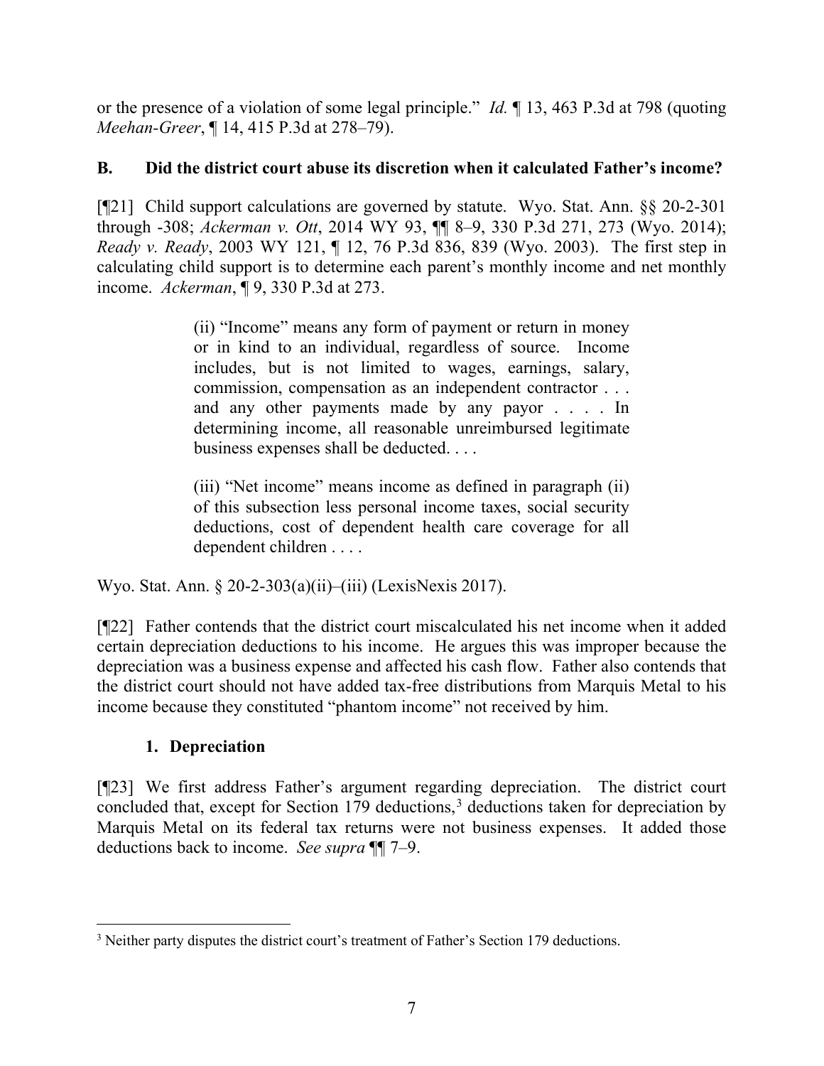or the presence of a violation of some legal principle." *Id.* ¶ 13, 463 P.3d at 798 (quoting *Meehan-Greer*, ¶ 14, 415 P.3d at 278–79).

### B. Did the district court abuse its discretion when it calculated Father's income?

[¶21] Child support calculations are governed by statute. Wyo. Stat. Ann. §§ 20-2-301 through -308; *Ackerman v. Ott*, 2014 WY 93, ¶¶ 8–9, 330 P.3d 271, 273 (Wyo. 2014); *Ready v. Ready*, 2003 WY 121, ¶ 12, 76 P.3d 836, 839 (Wyo. 2003). The first step in calculating child support is to determine each parent's monthly income and net monthly income. *Ackerman*, ¶ 9, 330 P.3d at 273.

> (ii) "Income" means any form of payment or return in money or in kind to an individual, regardless of source. Income includes, but is not limited to wages, earnings, salary, commission, compensation as an independent contractor . . . and any other payments made by any payor . . . . In determining income, all reasonable unreimbursed legitimate business expenses shall be deducted. . . .
>
> (iii) "Net income" means income as defined in paragraph (ii) of this subsection less personal income taxes, social security deductions, cost of dependent health care coverage for all dependent children . . . .

Wyo. Stat. Ann. § 20-2-303(a)(ii)–(iii) (LexisNexis 2017).

[¶22] Father contends that the district court miscalculated his net income when it added certain depreciation deductions to his income. He argues this was improper because the depreciation was a business expense and affected his cash flow. Father also contends that the district court should not have added tax-free distributions from Marquis Metal to his income because they constituted "phantom income" not received by him.

#### 1. Depreciation

[¶23] We first address Father's argument regarding depreciation. The district court concluded that, except for Section 179 deductions,[3] deductions taken for depreciation by Marquis Metal on its federal tax returns were not business expenses. It added those deductions back to income. *See supra* ¶¶ 7–9.

[3] Neither party disputes the district court's treatment of Father's Section 179 deductions.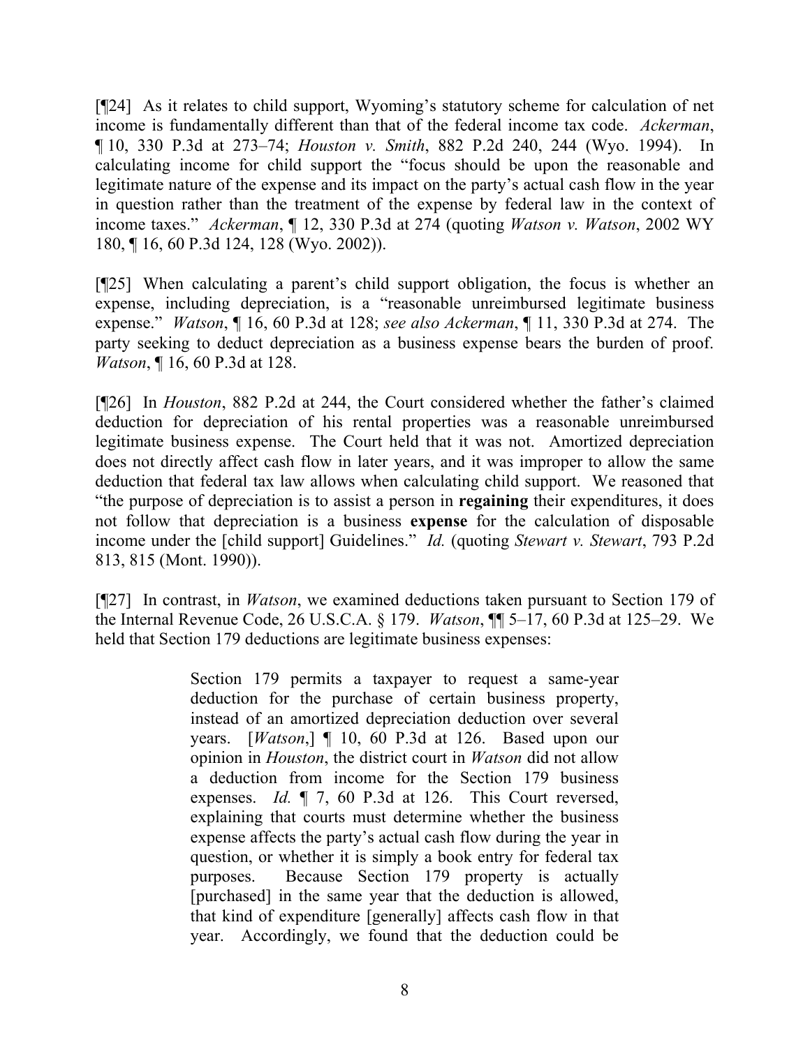[¶24] As it relates to child support, Wyoming's statutory scheme for calculation of net income is fundamentally different than that of the federal income tax code. *Ackerman*, ¶ 10, 330 P.3d at 273–74; *Houston v. Smith*, 882 P.2d 240, 244 (Wyo. 1994). In calculating income for child support the "focus should be upon the reasonable and legitimate nature of the expense and its impact on the party's actual cash flow in the year in question rather than the treatment of the expense by federal law in the context of income taxes." *Ackerman*, ¶ 12, 330 P.3d at 274 (quoting *Watson v. Watson*, 2002 WY 180, ¶ 16, 60 P.3d 124, 128 (Wyo. 2002)).

[¶25] When calculating a parent's child support obligation, the focus is whether an expense, including depreciation, is a "reasonable unreimbursed legitimate business expense." *Watson*, ¶ 16, 60 P.3d at 128; *see also Ackerman*, ¶ 11, 330 P.3d at 274. The party seeking to deduct depreciation as a business expense bears the burden of proof. *Watson*, ¶ 16, 60 P.3d at 128.

[¶26] In *Houston*, 882 P.2d at 244, the Court considered whether the father's claimed deduction for depreciation of his rental properties was a reasonable unreimbursed legitimate business expense. The Court held that it was not. Amortized depreciation does not directly affect cash flow in later years, and it was improper to allow the same deduction that federal tax law allows when calculating child support. We reasoned that "the purpose of depreciation is to assist a person in **regaining** their expenditures, it does not follow that depreciation is a business **expense** for the calculation of disposable income under the [child support] Guidelines." *Id.* (quoting *Stewart v. Stewart*, 793 P.2d 813, 815 (Mont. 1990)).

[¶27] In contrast, in *Watson*, we examined deductions taken pursuant to Section 179 of the Internal Revenue Code, 26 U.S.C.A. § 179. *Watson*, ¶¶ 5–17, 60 P.3d at 125–29. We held that Section 179 deductions are legitimate business expenses:

> Section 179 permits a taxpayer to request a same-year deduction for the purchase of certain business property, instead of an amortized depreciation deduction over several years. [*Watson*,] ¶ 10, 60 P.3d at 126. Based upon our opinion in *Houston*, the district court in *Watson* did not allow a deduction from income for the Section 179 business expenses. *Id.* ¶ 7, 60 P.3d at 126. This Court reversed, explaining that courts must determine whether the business expense affects the party's actual cash flow during the year in question, or whether it is simply a book entry for federal tax purposes. Because Section 179 property is actually [purchased] in the same year that the deduction is allowed, that kind of expenditure [generally] affects cash flow in that year. Accordingly, we found that the deduction could be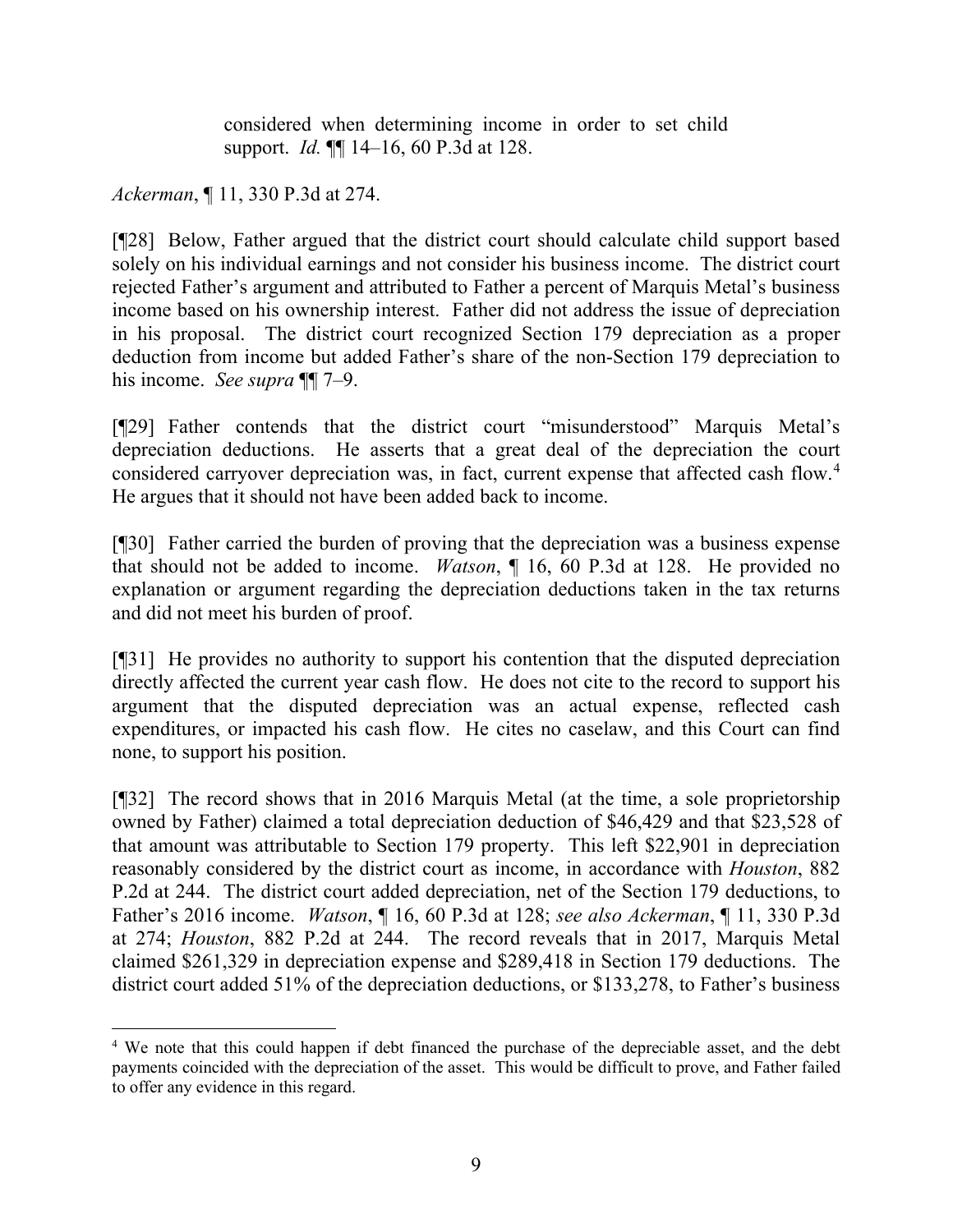considered when determining income in order to set child support. *Id.* ¶¶ 14–16, 60 P.3d at 128.

*Ackerman*, ¶ 11, 330 P.3d at 274.

[¶28] Below, Father argued that the district court should calculate child support based solely on his individual earnings and not consider his business income. The district court rejected Father's argument and attributed to Father a percent of Marquis Metal's business income based on his ownership interest. Father did not address the issue of depreciation in his proposal. The district court recognized Section 179 depreciation as a proper deduction from income but added Father's share of the non-Section 179 depreciation to his income. *See supra* ¶¶ 7–9.

[¶29] Father contends that the district court "misunderstood" Marquis Metal's depreciation deductions. He asserts that a great deal of the depreciation the court considered carryover depreciation was, in fact, current expense that affected cash flow.[4] He argues that it should not have been added back to income.

[¶30] Father carried the burden of proving that the depreciation was a business expense that should not be added to income. *Watson*, ¶ 16, 60 P.3d at 128. He provided no explanation or argument regarding the depreciation deductions taken in the tax returns and did not meet his burden of proof.

[¶31] He provides no authority to support his contention that the disputed depreciation directly affected the current year cash flow. He does not cite to the record to support his argument that the disputed depreciation was an actual expense, reflected cash expenditures, or impacted his cash flow. He cites no caselaw, and this Court can find none, to support his position.

[¶32] The record shows that in 2016 Marquis Metal (at the time, a sole proprietorship owned by Father) claimed a total depreciation deduction of $46,429 and that $23,528 of that amount was attributable to Section 179 property. This left $22,901 in depreciation reasonably considered by the district court as income, in accordance with *Houston*, 882 P.2d at 244. The district court added depreciation, net of the Section 179 deductions, to Father's 2016 income. *Watson*, ¶ 16, 60 P.3d at 128; *see also Ackerman*, ¶ 11, 330 P.3d at 274; *Houston*, 882 P.2d at 244. The record reveals that in 2017, Marquis Metal claimed $261,329 in depreciation expense and $289,418 in Section 179 deductions. The district court added 51% of the depreciation deductions, or $133,278, to Father's business

[4] We note that this could happen if debt financed the purchase of the depreciable asset, and the debt payments coincided with the depreciation of the asset. This would be difficult to prove, and Father failed to offer any evidence in this regard.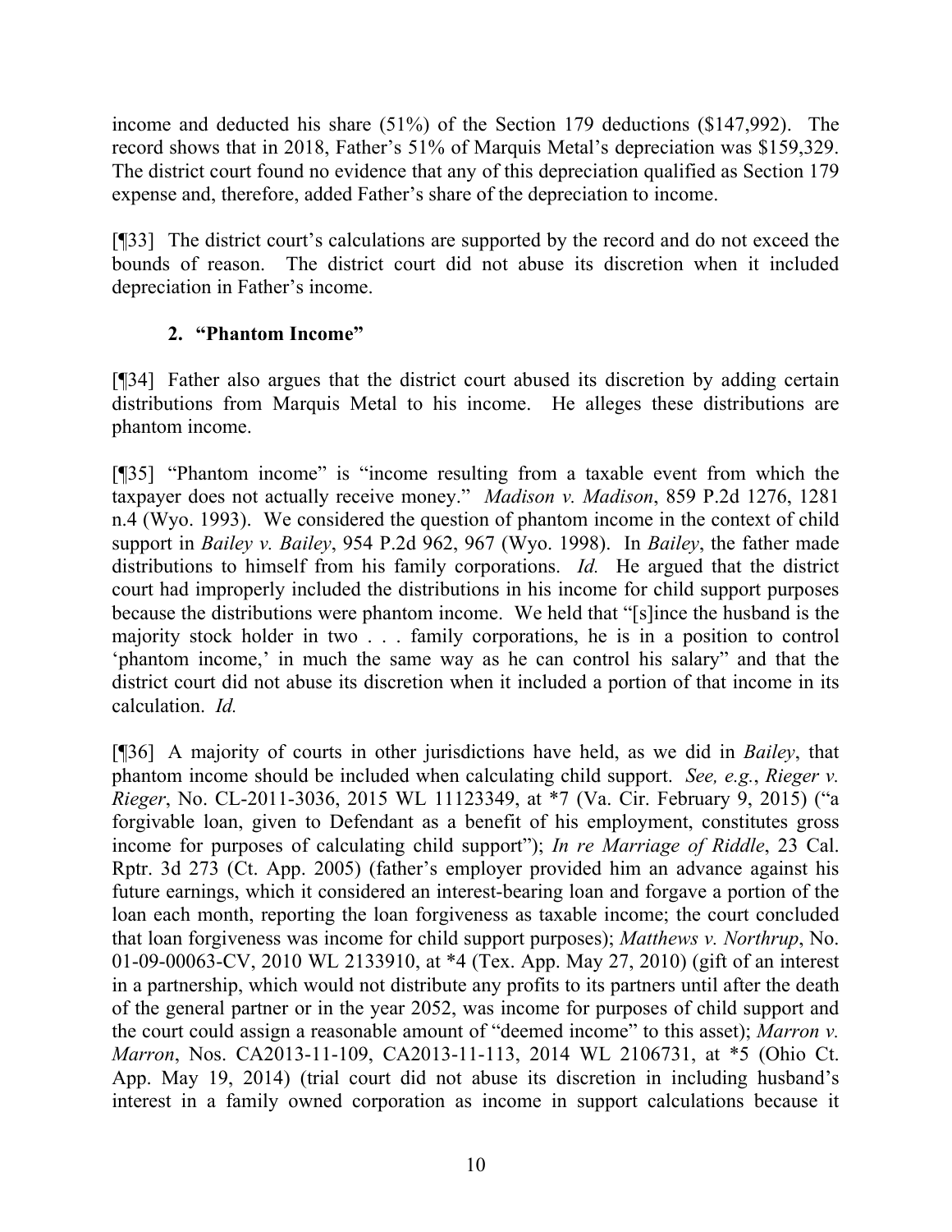income and deducted his share (51%) of the Section 179 deductions ($147,992). The record shows that in 2018, Father's 51% of Marquis Metal's depreciation was $159,329. The district court found no evidence that any of this depreciation qualified as Section 179 expense and, therefore, added Father's share of the depreciation to income.

[¶33] The district court's calculations are supported by the record and do not exceed the bounds of reason. The district court did not abuse its discretion when it included depreciation in Father's income.

### 2. "Phantom Income"

[¶34] Father also argues that the district court abused its discretion by adding certain distributions from Marquis Metal to his income. He alleges these distributions are phantom income.

[¶35] "Phantom income" is "income resulting from a taxable event from which the taxpayer does not actually receive money." *Madison v. Madison*, 859 P.2d 1276, 1281 n.4 (Wyo. 1993). We considered the question of phantom income in the context of child support in *Bailey v. Bailey*, 954 P.2d 962, 967 (Wyo. 1998). In *Bailey*, the father made distributions to himself from his family corporations. *Id.* He argued that the district court had improperly included the distributions in his income for child support purposes because the distributions were phantom income. We held that "[s]ince the husband is the majority stock holder in two . . . family corporations, he is in a position to control 'phantom income,' in much the same way as he can control his salary" and that the district court did not abuse its discretion when it included a portion of that income in its calculation. *Id.*

[¶36] A majority of courts in other jurisdictions have held, as we did in *Bailey*, that phantom income should be included when calculating child support. *See, e.g.*, *Rieger v. Rieger*, No. CL-2011-3036, 2015 WL 11123349, at *7 (Va. Cir. February 9, 2015) ("a forgivable loan, given to Defendant as a benefit of his employment, constitutes gross income for purposes of calculating child support"); *In re Marriage of Riddle*, 23 Cal. Rptr. 3d 273 (Ct. App. 2005) (father's employer provided him an advance against his future earnings, which it considered an interest-bearing loan and forgave a portion of the loan each month, reporting the loan forgiveness as taxable income; the court concluded that loan forgiveness was income for child support purposes); *Matthews v. Northrup*, No. 01-09-00063-CV, 2010 WL 2133910, at *4 (Tex. App. May 27, 2010) (gift of an interest in a partnership, which would not distribute any profits to its partners until after the death of the general partner or in the year 2052, was income for purposes of child support and the court could assign a reasonable amount of "deemed income" to this asset); *Marron v. Marron*, Nos. CA2013-11-109, CA2013-11-113, 2014 WL 2106731, at *5 (Ohio Ct. App. May 19, 2014) (trial court did not abuse its discretion in including husband's interest in a family owned corporation as income in support calculations because it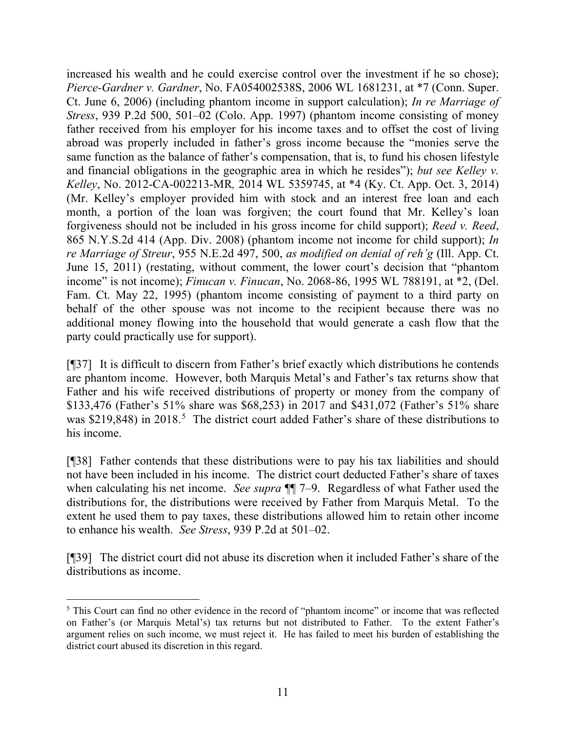increased his wealth and he could exercise control over the investment if he so chose); *Pierce-Gardner v. Gardner*, No. FA054002538S, 2006 WL 1681231, at *7 (Conn. Super. Ct. June 6, 2006) (including phantom income in support calculation); *In re Marriage of Stress*, 939 P.2d 500, 501–02 (Colo. App. 1997) (phantom income consisting of money father received from his employer for his income taxes and to offset the cost of living abroad was properly included in father's gross income because the "monies serve the same function as the balance of father's compensation, that is, to fund his chosen lifestyle and financial obligations in the geographic area in which he resides"); *but see Kelley v. Kelley*, No. 2012-CA-002213-MR*,* 2014 WL 5359745, at *4 (Ky. Ct. App. Oct. 3, 2014) (Mr. Kelley's employer provided him with stock and an interest free loan and each month, a portion of the loan was forgiven; the court found that Mr. Kelley's loan forgiveness should not be included in his gross income for child support); *Reed v. Reed*, 865 N.Y.S.2d 414 (App. Div. 2008) (phantom income not income for child support); *In re Marriage of Streur*, 955 N.E.2d 497, 500, *as modified on denial of reh'g* (Ill. App. Ct. June 15, 2011) (restating, without comment, the lower court's decision that "phantom income" is not income); *Finucan v. Finucan*, No. 2068-86, 1995 WL 788191, at *2, (Del. Fam. Ct. May 22, 1995) (phantom income consisting of payment to a third party on behalf of the other spouse was not income to the recipient because there was no additional money flowing into the household that would generate a cash flow that the party could practically use for support).

[¶37] It is difficult to discern from Father's brief exactly which distributions he contends are phantom income. However, both Marquis Metal's and Father's tax returns show that Father and his wife received distributions of property or money from the company of $133,476 (Father's 51% share was $68,253) in 2017 and $431,072 (Father's 51% share was $219,848) in 2018.[5] The district court added Father's share of these distributions to his income.

[¶38] Father contends that these distributions were to pay his tax liabilities and should not have been included in his income. The district court deducted Father's share of taxes when calculating his net income. *See supra* ¶¶ 7–9. Regardless of what Father used the distributions for, the distributions were received by Father from Marquis Metal. To the extent he used them to pay taxes, these distributions allowed him to retain other income to enhance his wealth. *See Stress*, 939 P.2d at 501–02.

[¶39] The district court did not abuse its discretion when it included Father's share of the distributions as income.

[5] This Court can find no other evidence in the record of "phantom income" or income that was reflected on Father's (or Marquis Metal's) tax returns but not distributed to Father. To the extent Father's argument relies on such income, we must reject it. He has failed to meet his burden of establishing the district court abused its discretion in this regard.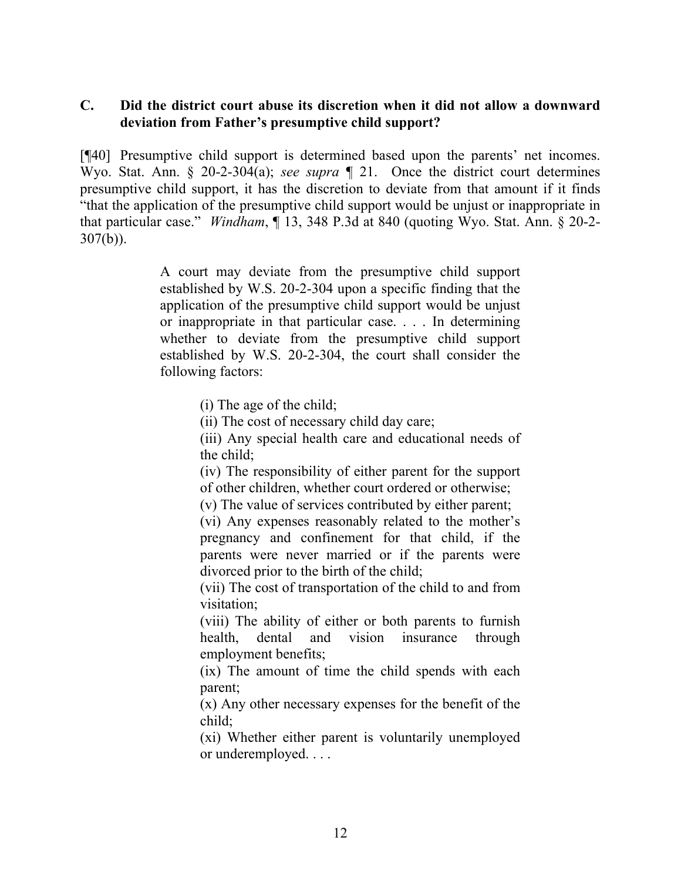### C. Did the district court abuse its discretion when it did not allow a downward deviation from Father's presumptive child support?

[¶40] Presumptive child support is determined based upon the parents' net incomes. Wyo. Stat. Ann. § 20-2-304(a); *see supra* ¶ 21. Once the district court determines presumptive child support, it has the discretion to deviate from that amount if it finds "that the application of the presumptive child support would be unjust or inappropriate in that particular case." *Windham*, ¶ 13, 348 P.3d at 840 (quoting Wyo. Stat. Ann. § 20-2-307(b)).

> A court may deviate from the presumptive child support established by W.S. 20-2-304 upon a specific finding that the application of the presumptive child support would be unjust or inappropriate in that particular case. . . . In determining whether to deviate from the presumptive child support established by W.S. 20-2-304, the court shall consider the following factors:
>
> (i) The age of the child;
> (ii) The cost of necessary child day care;
> (iii) Any special health care and educational needs of the child;
> (iv) The responsibility of either parent for the support of other children, whether court ordered or otherwise;
> (v) The value of services contributed by either parent;
> (vi) Any expenses reasonably related to the mother's pregnancy and confinement for that child, if the parents were never married or if the parents were divorced prior to the birth of the child;
> (vii) The cost of transportation of the child to and from visitation;
> (viii) The ability of either or both parents to furnish health, dental and vision insurance through employment benefits;
> (ix) The amount of time the child spends with each parent;
> (x) Any other necessary expenses for the benefit of the child;
> (xi) Whether either parent is voluntarily unemployed or underemployed. . . .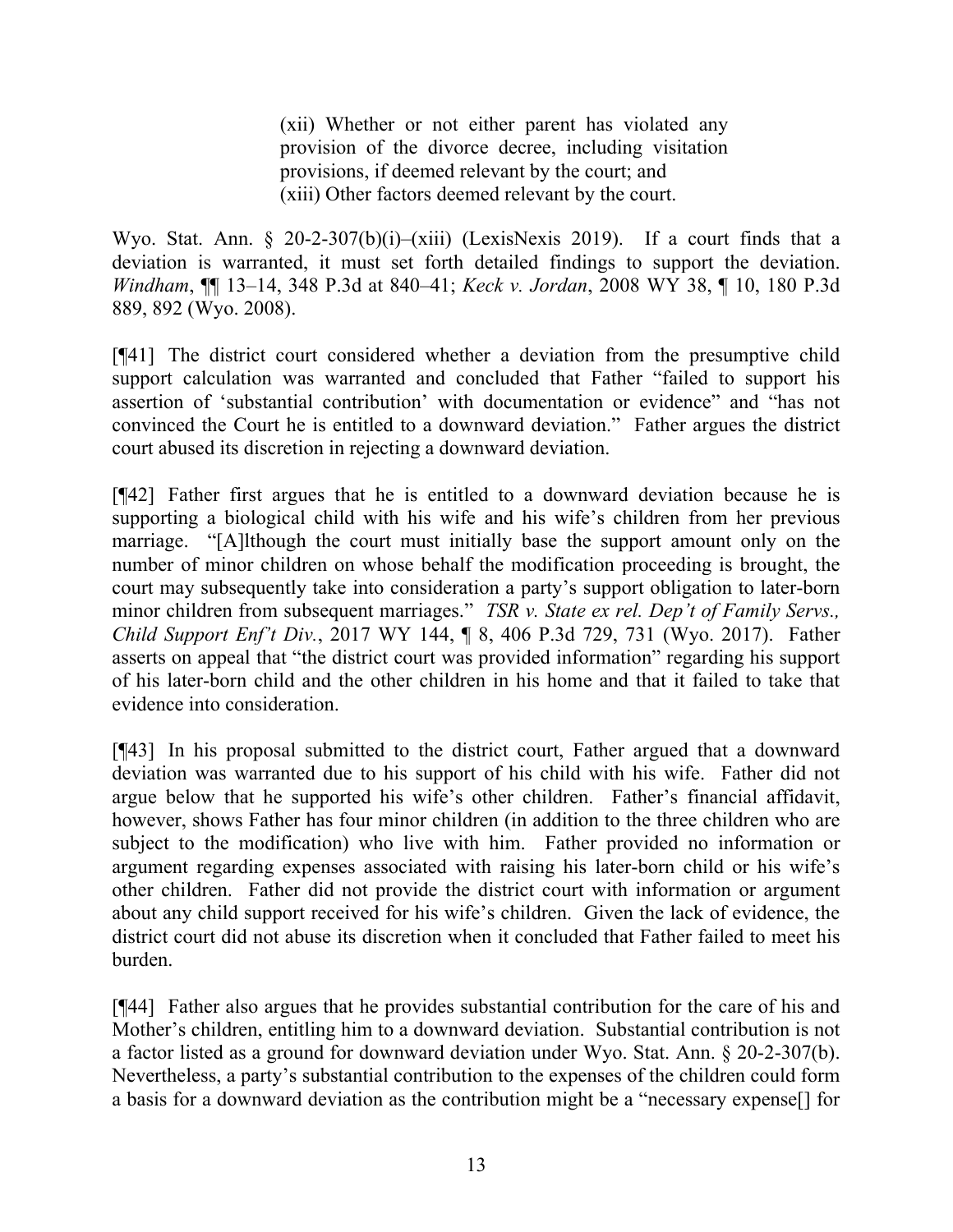> (xii) Whether or not either parent has violated any provision of the divorce decree, including visitation provisions, if deemed relevant by the court; and
> (xiii) Other factors deemed relevant by the court.

Wyo. Stat. Ann. § 20-2-307(b)(i)–(xiii) (LexisNexis 2019). If a court finds that a deviation is warranted, it must set forth detailed findings to support the deviation. *Windham*, ¶¶ 13–14, 348 P.3d at 840–41; *Keck v. Jordan*, 2008 WY 38, ¶ 10, 180 P.3d 889, 892 (Wyo. 2008).

[¶41] The district court considered whether a deviation from the presumptive child support calculation was warranted and concluded that Father "failed to support his assertion of 'substantial contribution' with documentation or evidence" and "has not convinced the Court he is entitled to a downward deviation." Father argues the district court abused its discretion in rejecting a downward deviation.

[¶42] Father first argues that he is entitled to a downward deviation because he is supporting a biological child with his wife and his wife's children from her previous marriage. "[A]lthough the court must initially base the support amount only on the number of minor children on whose behalf the modification proceeding is brought, the court may subsequently take into consideration a party's support obligation to later-born minor children from subsequent marriages." *TSR v. State ex rel. Dep't of Family Servs., Child Support Enf't Div.*, 2017 WY 144, ¶ 8, 406 P.3d 729, 731 (Wyo. 2017). Father asserts on appeal that "the district court was provided information" regarding his support of his later-born child and the other children in his home and that it failed to take that evidence into consideration.

[¶43] In his proposal submitted to the district court, Father argued that a downward deviation was warranted due to his support of his child with his wife. Father did not argue below that he supported his wife's other children. Father's financial affidavit, however, shows Father has four minor children (in addition to the three children who are subject to the modification) who live with him. Father provided no information or argument regarding expenses associated with raising his later-born child or his wife's other children. Father did not provide the district court with information or argument about any child support received for his wife's children. Given the lack of evidence, the district court did not abuse its discretion when it concluded that Father failed to meet his burden.

[¶44] Father also argues that he provides substantial contribution for the care of his and Mother's children, entitling him to a downward deviation. Substantial contribution is not a factor listed as a ground for downward deviation under Wyo. Stat. Ann. § 20-2-307(b). Nevertheless, a party's substantial contribution to the expenses of the children could form a basis for a downward deviation as the contribution might be a "necessary expense[] for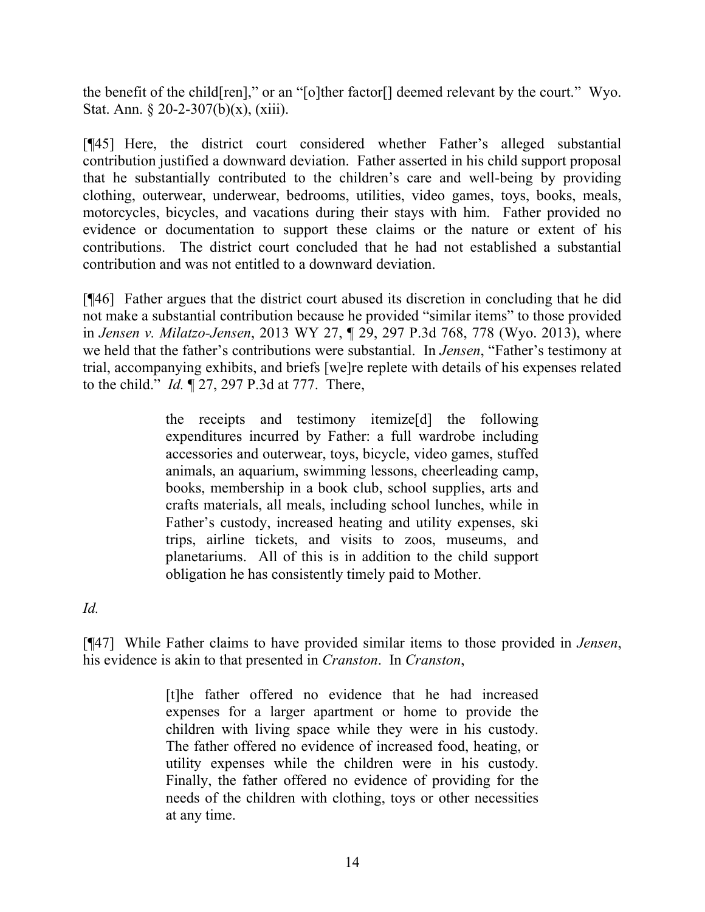the benefit of the child[ren]," or an "[o]ther factor[] deemed relevant by the court." Wyo. Stat. Ann. § 20-2-307(b)(x), (xiii).

[¶45] Here, the district court considered whether Father's alleged substantial contribution justified a downward deviation. Father asserted in his child support proposal that he substantially contributed to the children's care and well-being by providing clothing, outerwear, underwear, bedrooms, utilities, video games, toys, books, meals, motorcycles, bicycles, and vacations during their stays with him. Father provided no evidence or documentation to support these claims or the nature or extent of his contributions. The district court concluded that he had not established a substantial contribution and was not entitled to a downward deviation.

[¶46] Father argues that the district court abused its discretion in concluding that he did not make a substantial contribution because he provided "similar items" to those provided in *Jensen v. Milatzo-Jensen*, 2013 WY 27, ¶ 29, 297 P.3d 768, 778 (Wyo. 2013), where we held that the father's contributions were substantial. In *Jensen*, "Father's testimony at trial, accompanying exhibits, and briefs [we]re replete with details of his expenses related to the child." *Id.* ¶ 27, 297 P.3d at 777. There,

> the receipts and testimony itemize[d] the following expenditures incurred by Father: a full wardrobe including accessories and outerwear, toys, bicycle, video games, stuffed animals, an aquarium, swimming lessons, cheerleading camp, books, membership in a book club, school supplies, arts and crafts materials, all meals, including school lunches, while in Father's custody, increased heating and utility expenses, ski trips, airline tickets, and visits to zoos, museums, and planetariums. All of this is in addition to the child support obligation he has consistently timely paid to Mother.

*Id.*

[¶47] While Father claims to have provided similar items to those provided in *Jensen*, his evidence is akin to that presented in *Cranston*. In *Cranston*,

> [t]he father offered no evidence that he had increased expenses for a larger apartment or home to provide the children with living space while they were in his custody. The father offered no evidence of increased food, heating, or utility expenses while the children were in his custody. Finally, the father offered no evidence of providing for the needs of the children with clothing, toys or other necessities at any time.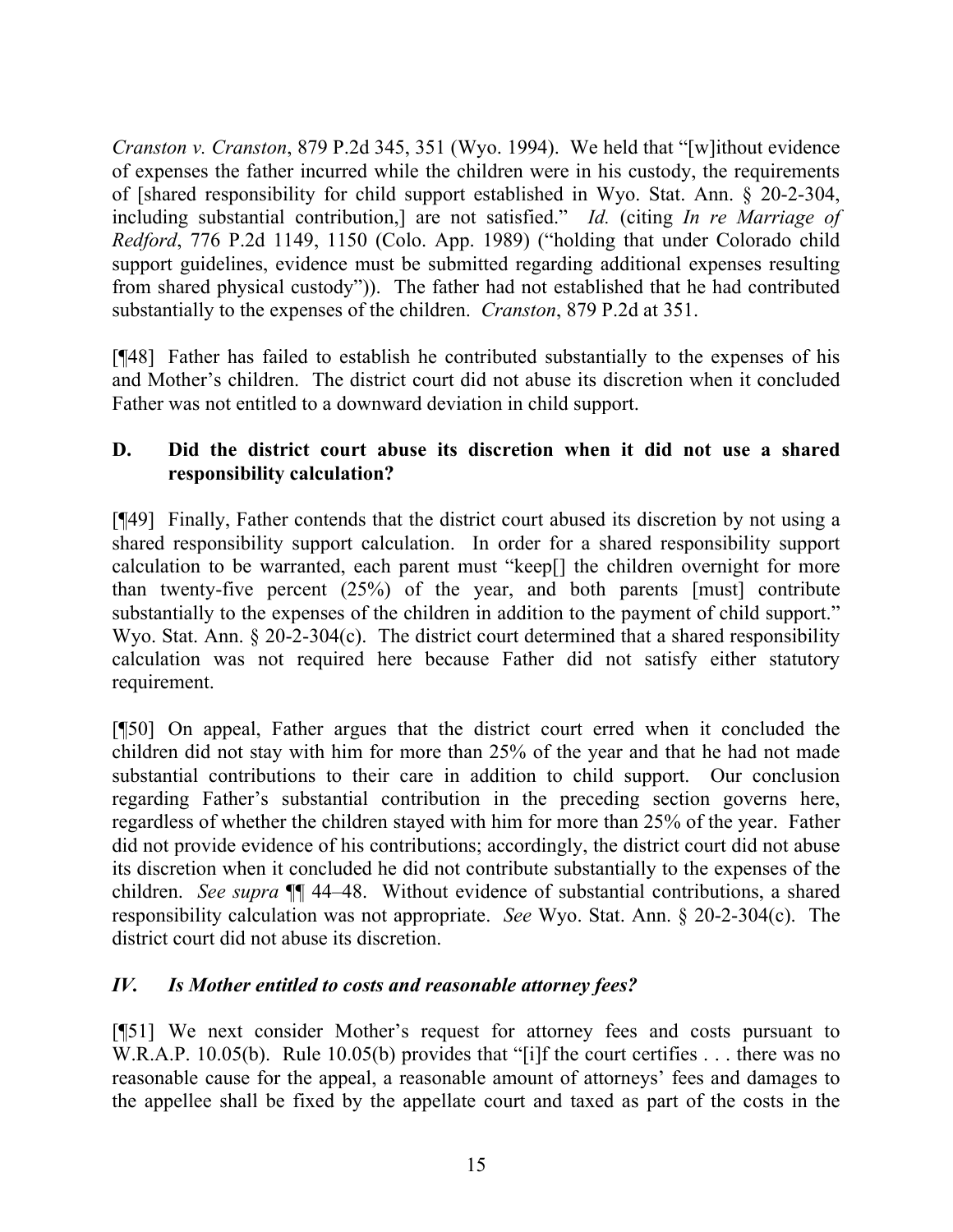*Cranston v. Cranston*, 879 P.2d 345, 351 (Wyo. 1994). We held that "[w]ithout evidence of expenses the father incurred while the children were in his custody, the requirements of [shared responsibility for child support established in Wyo. Stat. Ann. § 20-2-304, including substantial contribution,] are not satisfied." *Id.* (citing *In re Marriage of Redford*, 776 P.2d 1149, 1150 (Colo. App. 1989) ("holding that under Colorado child support guidelines, evidence must be submitted regarding additional expenses resulting from shared physical custody")). The father had not established that he had contributed substantially to the expenses of the children. *Cranston*, 879 P.2d at 351.

[¶48] Father has failed to establish he contributed substantially to the expenses of his and Mother's children. The district court did not abuse its discretion when it concluded Father was not entitled to a downward deviation in child support.

### D. Did the district court abuse its discretion when it did not use a shared responsibility calculation?

[¶49] Finally, Father contends that the district court abused its discretion by not using a shared responsibility support calculation. In order for a shared responsibility support calculation to be warranted, each parent must "keep[] the children overnight for more than twenty-five percent (25%) of the year, and both parents [must] contribute substantially to the expenses of the children in addition to the payment of child support." Wyo. Stat. Ann. § 20-2-304(c). The district court determined that a shared responsibility calculation was not required here because Father did not satisfy either statutory requirement.

[¶50] On appeal, Father argues that the district court erred when it concluded the children did not stay with him for more than 25% of the year and that he had not made substantial contributions to their care in addition to child support. Our conclusion regarding Father's substantial contribution in the preceding section governs here, regardless of whether the children stayed with him for more than 25% of the year. Father did not provide evidence of his contributions; accordingly, the district court did not abuse its discretion when it concluded he did not contribute substantially to the expenses of the children. *See supra* ¶¶ 44–48. Without evidence of substantial contributions, a shared responsibility calculation was not appropriate. *See* Wyo. Stat. Ann. § 20-2-304(c). The district court did not abuse its discretion.

## *IV. Is Mother entitled to costs and reasonable attorney fees?*

[¶51] We next consider Mother's request for attorney fees and costs pursuant to W.R.A.P. 10.05(b). Rule 10.05(b) provides that "[i]f the court certifies . . . there was no reasonable cause for the appeal, a reasonable amount of attorneys' fees and damages to the appellee shall be fixed by the appellate court and taxed as part of the costs in the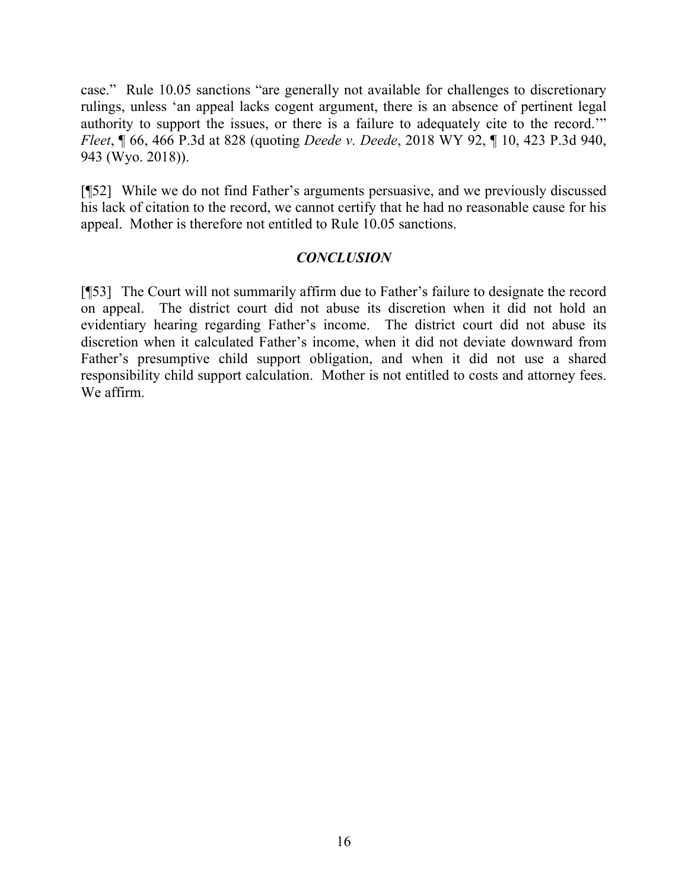case." Rule 10.05 sanctions "are generally not available for challenges to discretionary rulings, unless 'an appeal lacks cogent argument, there is an absence of pertinent legal authority to support the issues, or there is a failure to adequately cite to the record.'" *Fleet*, ¶ 66, 466 P.3d at 828 (quoting *Deede v. Deede*, 2018 WY 92, ¶ 10, 423 P.3d 940, 943 (Wyo. 2018)).

[¶52] While we do not find Father's arguments persuasive, and we previously discussed his lack of citation to the record, we cannot certify that he had no reasonable cause for his appeal. Mother is therefore not entitled to Rule 10.05 sanctions.

### *CONCLUSION*

[¶53] The Court will not summarily affirm due to Father's failure to designate the record on appeal. The district court did not abuse its discretion when it did not hold an evidentiary hearing regarding Father's income. The district court did not abuse its discretion when it calculated Father's income, when it did not deviate downward from Father's presumptive child support obligation, and when it did not use a shared responsibility child support calculation. Mother is not entitled to costs and attorney fees. We affirm.